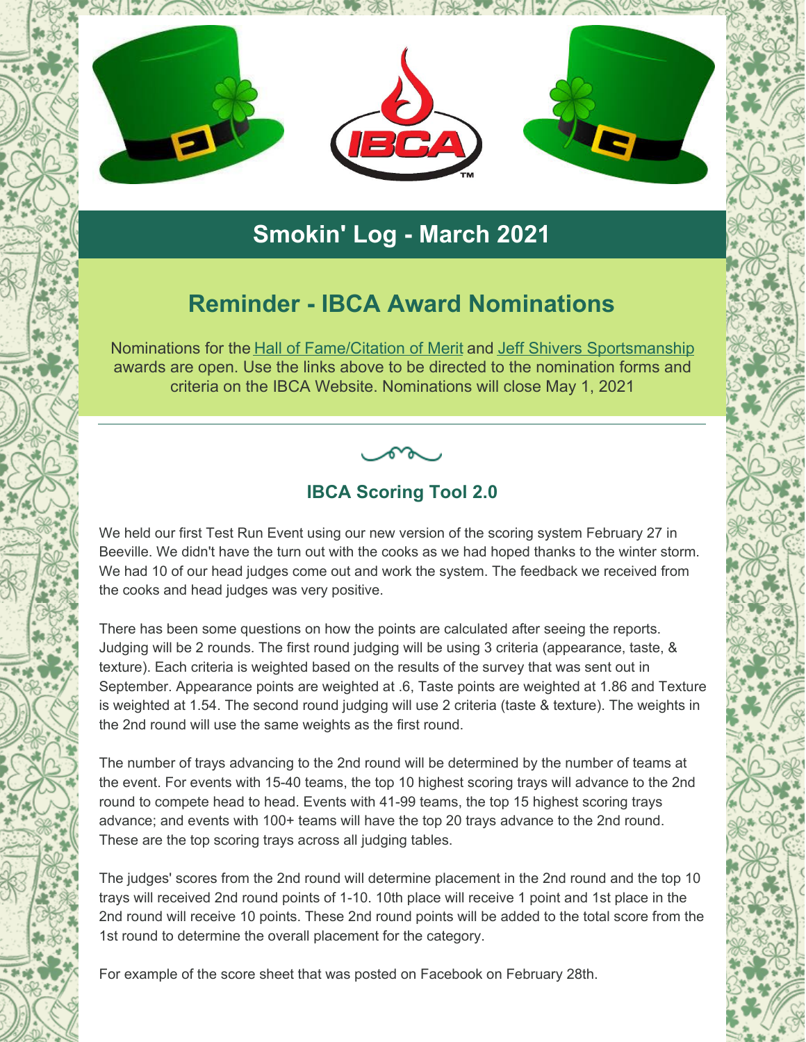# Smokin' Log - March 2021

## Reminder - IBCA Award Nominations

Nominations for the Hall of Fame/Citation of Merit and Jeff Shivers Sportsmanship awards are open. Use the links above to be directed to the nomination forms and criteria on the IBCA Website. Nominations will close May 1, 2021

### IBCA Scoring Tool 2.0

We held our first Test Run Event using our new version of the scoring system February 27 in Beeville. We didn't have the turn out with the cooks as we had hoped thanks to the winter storm. We had 10 of our head judges come out and work the system. The feedback we received from the cooks and head judges was very positive.

There has been some questions on how the points are calculated after seeing the reports. Judging will be 2 rounds. The first round judging will be using 3 criteria (appearance, taste, & texture). Each criteria is weighted based on the results of the survey that was sent out in September. Appearance points are weighted at .6, Taste points are weighted at 1.86 and Texture is weighted at 1.54. The second round judging will use 2 criteria (taste & texture). The weights in the 2nd round will use the same weights as the first round.

The number of trays advancing to the 2nd round will be determined by the number of teams at the event. For events with 15-40 teams, the top 10 highest scoring trays will advance to the 2nd round to compete head to head. Events with 41-99 teams, the top 15 highest scoring trays advance; and events with 100+ teams will have the top 20 trays advance to the 2nd round. These are the top scoring trays across all judging tables.

The judges' scores from the 2nd round will determine placement in the 2nd round and the top 10 trays will received 2nd round points of 1-10. 10th place will receive 1 point and 1st place in the 2nd round will receive 10 points. These 2nd round points will be added to the total score from the 1st round to determine the overall placement for the category.

For example of the score sheet that was posted on Facebook on February 28th.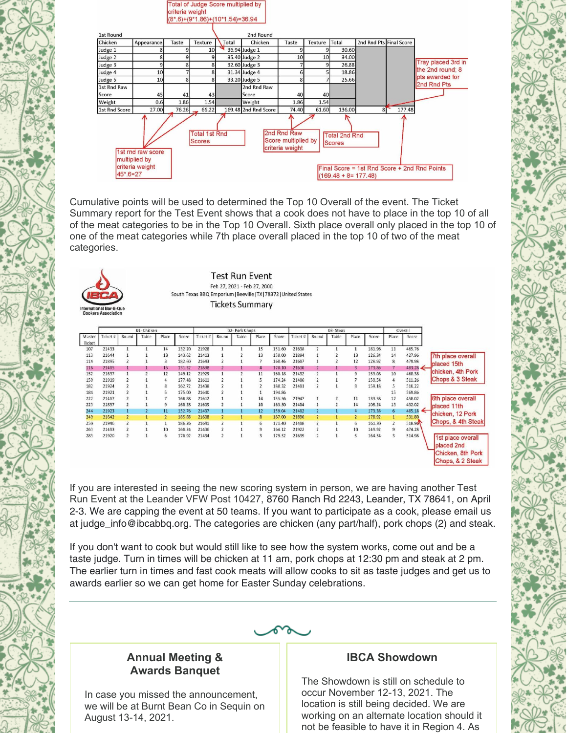Total of Judge Score multiplied by criteria weight (8*.6)+(9*1.86)+(10*1.54)=36.94

| 1st Round | | | | | 2nd Round | | | | | |
|---|---|---|---|---|---|---|---|---|---|---|
| Chicken | Appearance | Taste | Texture | Total | Chicken | Taste | Texture | Total | 2nd Rnd Pts | Final Score |
| Judge 1 | 8 | 9 | 10 | 36.94 | Judge 1 | 9 | 9 | 30.60 | | |
| Judge 2 | 8 | 9 | 9 | 35.40 | Judge 2 | 10 | 10 | 34.00 | | |
| Judge 3 | 9 | 8 | 8 | 32.60 | Judge 3 | 7 | 9 | 26.88 | | |
| Judge 4 | 10 | 7 | 8 | 31.34 | Judge 4 | 6 | 5 | 18.86 | | |
| Judge 5 | 10 | 8 | 8 | 33.20 | Judge 5 | 8 | 7 | 25.66 | | |
| 1st Rnd Raw Score | 45 | 41 | 43 | | 2nd Rnd Raw Score | 40 | 40 | | | |
| Weight | 0.6 | 1.86 | 1.54 | | Weight | 1.86 | 1.54 | | | |
| 1st Rnd Score | 27.00 | 76.26 | 66.22 | 169.48 | 2nd Rnd Score | 74.40 | 61.60 | 136.00 | 8 | 177.48 |

Tray placed 3rd in the 2nd round; 8 pts awarded for 2nd Rnd Pts

1st rnd raw score multiplied by criteria weight 45*.6=27

Total 1st Rnd Scores

2nd Rnd Raw Score multiplied by criteria weight

Total 2nd Rnd Scores

Final Score = 1st Rnd Score + 2nd Rnd Points (169.48 + 8= 177.48)

Cumulative points will be used to determined the Top 10 Overall of the event. The Ticket Summary report for the Test Event shows that a cook does not have to place in the top 10 of all of the meat categories to be in the Top 10 Overall. Sixth place overall only placed in the top 10 of one of the meat categories while 7th place overall placed in the top 10 of two of the meat categories.

**Test Run Event**

Feb 27, 2021 - Feb 27, 2000

South Texas BBQ Emporium | Beeville | TX | 78372 | United States

**Tickets Summary**

International Bar-B-Que Cookers Association

| | 01- Chicken | | | | | 02- Pork Chops | | | | | 03- Steak | | | | | Overall | |
|---|---|---|---|---|---|---|---|---|---|---|---|---|---|---|---|---|---|
| Master Ticket | Ticket # | Round | Table | Place | Score | Ticket # | Round | Table | Place | Score | Ticket # | Round | Table | Place | Score | Place | Score |
| 107 | 21433 | 1 | 1 | 14 | 132.20 | 21928 | 1 | 1 | 15 | 151.60 | 21638 | 2 | 1 | 1 | 181.96 | 11 | 465.76 |
| 113 | 21644 | 1 | 1 | 13 | 143.62 | 21413 | 1 | 2 | 13 | 158.00 | 21894 | 1 | 2 | 13 | 126.34 | 14 | 427.96 |
| 114 | 21895 | 2 | 1 | 3 | 182.60 | 21643 | 2 | 1 | 7 | 168.46 | 21607 | 1 | 2 | 12 | 128.92 | 8 | 479.98 |
| 116 | 21405 | 1 | 1 | 15 | 131.32 | 21898 | 2 | 1 | 4 | 178.10 | 21610 | 2 | 1 | 3 | 173.86 | 7 | 483.28 |
| 152 | 21637 | 1 | 2 | 12 | 149.12 | 21929 | 1 | 2 | 11 | 160.18 | 21432 | 2 | 1 | 9 | 159.08 | 10 | 468.38 |
| 159 | 21919 | 2 | 1 | 4 | 177.48 | 21611 | 2 | 1 | 5 | 174.24 | 21406 | 2 | 1 | 7 | 159.54 | 4 | 511.26 |
| 182 | 21924 | 2 | 1 | 8 | 162.72 | 21438 | 2 | 1 | 2 | 188.32 | 21401 | 2 | 1 | 8 | 159.18 | 5 | 510.22 |
| 184 | 21921 | 2 | 1 | 5 | 175.00 | 21640 | 2 | 1 | 1 | 194.86 | | | | | | 15 | 369.86 |
| 222 | 21407 | 2 | 1 | 7 | 168.86 | 21612 | 1 | 1 | 14 | 155.36 | 21947 | 1 | 2 | 11 | 133.58 | 12 | 458.02 |
| 223 | 21897 | 2 | 1 | 9 | 160.28 | 21609 | 2 | 1 | 10 | 163.30 | 21404 | 1 | 2 | 14 | 108.24 | 13 | 432.02 |
| 244 | 21923 | 1 | 2 | 11 | 152.76 | 21437 | 1 | 1 | 12 | 159.04 | 21402 | 2 | 1 | 4 | 173.38 | 6 | 485.18 |
| 249 | 21642 | 2 | 1 | 2 | 185.88 | 21608 | 2 | 1 | 8 | 167.00 | 21896 | 2 | 1 | 2 | 178.92 | 1 | 531.80 |
| 250 | 21946 | 2 | 1 | 1 | 186.26 | 21641 | 2 | 1 | 6 | 171.40 | 21408 | 2 | 1 | 6 | 161.30 | 2 | 518.96 |
| 263 | 21403 | 2 | 1 | 10 | 160.24 | 21436 | 2 | 1 | 9 | 164.12 | 21922 | 2 | 1 | 10 | 149.92 | 9 | 474.28 |
| 283 | 21920 | 2 | 1 | 6 | 170.92 | 21434 | 2 | 1 | 3 | 179.52 | 21639 | 2 | 1 | 5 | 164.54 | 3 | 514.98 |

7th place overall placed 15th chicken, 4th Pork Chops & 3 Steak

6th place overall placed 11th chicken, 12 Pork Chops, & 4th Steak

1st place overall placed 2nd Chicken, 8th Pork Chops, & 2 Steak

If you are interested in seeing the new scoring system in person, we are having another Test Run Event at the Leander VFW Post 10427, 8760 Ranch Rd 2243, Leander, TX 78641, on April 2-3. We are capping the event at 50 teams. If you want to participate as a cook, please email us at judge_info@ibcabbq.org. The categories are chicken (any part/half), pork chops (2) and steak.

If you don't want to cook but would still like to see how the system works, come out and be a taste judge. Turn in times will be chicken at 11 am, pork chops at 12:30 pm and steak at 2 pm. The earlier turn in times and fast cook meats will allow cooks to sit as taste judges and get us to awards earlier so we can get home for Easter Sunday celebrations.

## Annual Meeting & Awards Banquet

In case you missed the announcement, we will be at Burnt Bean Co in Sequin on August 13-14, 2021.

## IBCA Showdown

The Showdown is still on schedule to occur November 12-13, 2021. The location is still being decided. We are working on an alternate location should it not be feasible to have it in Region 4. As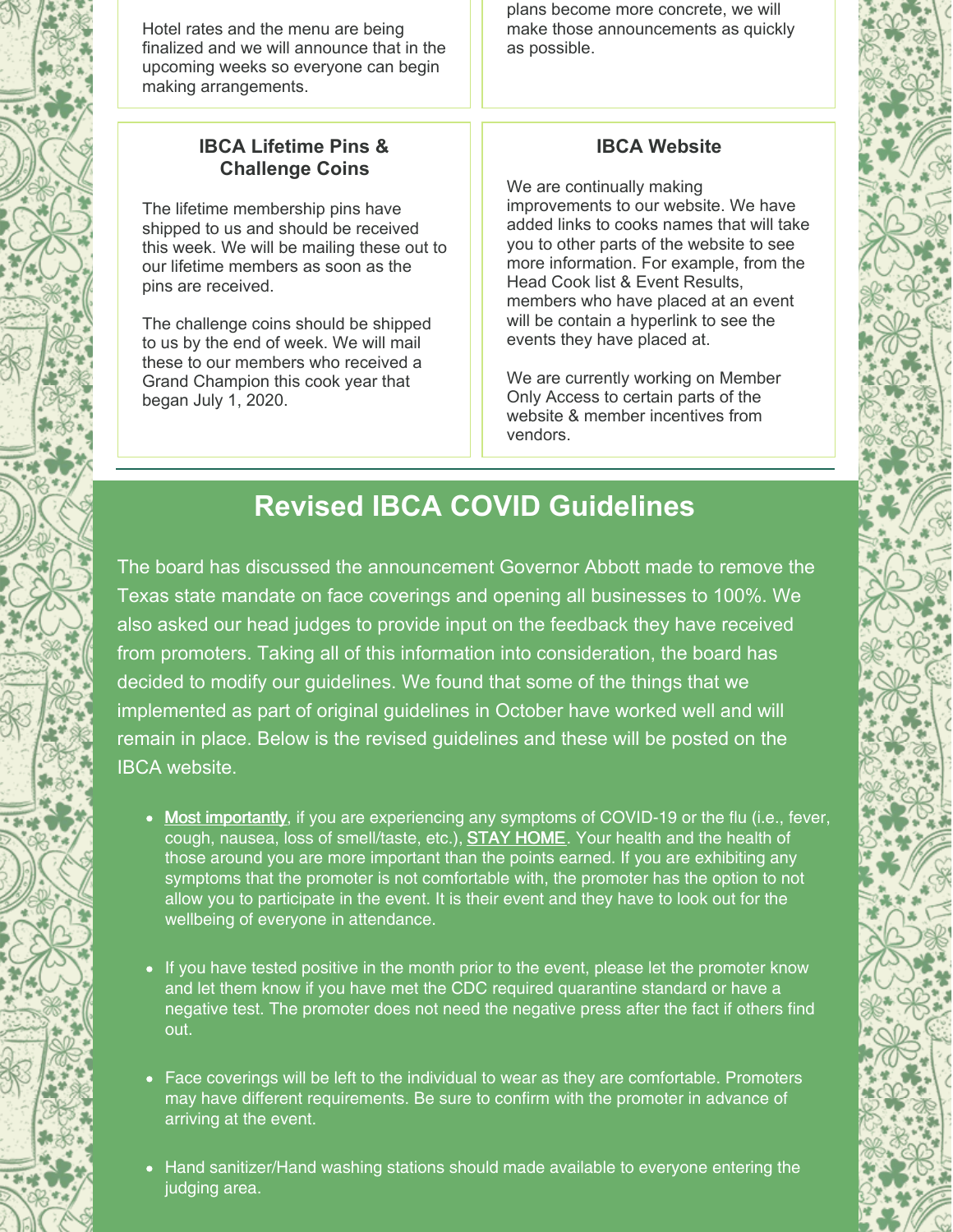Hotel rates and the menu are being finalized and we will announce that in the upcoming weeks so everyone can begin making arrangements.

plans become more concrete, we will make those announcements as quickly as possible.

### IBCA Lifetime Pins & Challenge Coins

The lifetime membership pins have shipped to us and should be received this week. We will be mailing these out to our lifetime members as soon as the pins are received.

The challenge coins should be shipped to us by the end of week. We will mail these to our members who received a Grand Champion this cook year that began July 1, 2020.

### IBCA Website

We are continually making improvements to our website. We have added links to cooks names that will take you to other parts of the website to see more information. For example, from the Head Cook list & Event Results, members who have placed at an event will be contain a hyperlink to see the events they have placed at.

We are currently working on Member Only Access to certain parts of the website & member incentives from vendors.

## Revised IBCA COVID Guidelines

The board has discussed the announcement Governor Abbott made to remove the Texas state mandate on face coverings and opening all businesses to 100%. We also asked our head judges to provide input on the feedback they have received from promoters. Taking all of this information into consideration, the board has decided to modify our guidelines. We found that some of the things that we implemented as part of original guidelines in October have worked well and will remain in place. Below is the revised guidelines and these will be posted on the IBCA website.

- Most importantly, if you are experiencing any symptoms of COVID-19 or the flu (i.e., fever, cough, nausea, loss of smell/taste, etc.), STAY HOME. Your health and the health of those around you are more important than the points earned. If you are exhibiting any symptoms that the promoter is not comfortable with, the promoter has the option to not allow you to participate in the event. It is their event and they have to look out for the wellbeing of everyone in attendance.
- If you have tested positive in the month prior to the event, please let the promoter know and let them know if you have met the CDC required quarantine standard or have a negative test. The promoter does not need the negative press after the fact if others find out.
- Face coverings will be left to the individual to wear as they are comfortable. Promoters may have different requirements. Be sure to confirm with the promoter in advance of arriving at the event.
- Hand sanitizer/Hand washing stations should made available to everyone entering the judging area.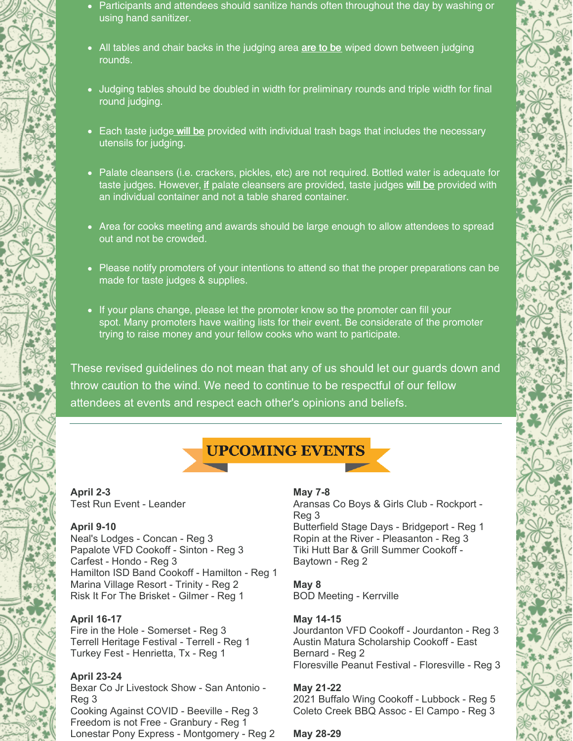- Participants and attendees should sanitize hands often throughout the day by washing or using hand sanitizer.
- All tables and chair backs in the judging area **are to be** wiped down between judging rounds.
- Judging tables should be doubled in width for preliminary rounds and triple width for final round judging.
- Each taste judge **will be** provided with individual trash bags that includes the necessary utensils for judging.
- Palate cleansers (i.e. crackers, pickles, etc) are not required. Bottled water is adequate for taste judges. However, **if** palate cleansers are provided, taste judges **will be** provided with an individual container and not a table shared container.
- Area for cooks meeting and awards should be large enough to allow attendees to spread out and not be crowded.
- Please notify promoters of your intentions to attend so that the proper preparations can be made for taste judges & supplies.
- If your plans change, please let the promoter know so the promoter can fill your spot. Many promoters have waiting lists for their event. Be considerate of the promoter trying to raise money and your fellow cooks who want to participate.

These revised guidelines do not mean that any of us should let our guards down and throw caution to the wind. We need to continue to be respectful of our fellow attendees at events and respect each other's opinions and beliefs.

---

## UPCOMING EVENTS

**April 2-3**
Test Run Event - Leander

**April 9-10**
Neal's Lodges - Concan - Reg 3
Papalote VFD Cookoff - Sinton - Reg 3
Carfest - Hondo - Reg 3
Hamilton ISD Band Cookoff - Hamilton - Reg 1
Marina Village Resort - Trinity - Reg 2
Risk It For The Brisket - Gilmer - Reg 1

**April 16-17**
Fire in the Hole - Somerset - Reg 3
Terrell Heritage Festival - Terrell - Reg 1
Turkey Fest - Henrietta, Tx - Reg 1

**April 23-24**
Bexar Co Jr Livestock Show - San Antonio - Reg 3
Cooking Against COVID - Beeville - Reg 3
Freedom is not Free - Granbury - Reg 1
Lonestar Pony Express - Montgomery - Reg 2

**May 7-8**
Aransas Co Boys & Girls Club - Rockport - Reg 3
Butterfield Stage Days - Bridgeport - Reg 1
Ropin at the River - Pleasanton - Reg 3
Tiki Hutt Bar & Grill Summer Cookoff - Baytown - Reg 2

**May 8**
BOD Meeting - Kerrville

**May 14-15**
Jourdanton VFD Cookoff - Jourdanton - Reg 3
Austin Matura Scholarship Cookoff - East Bernard - Reg 2
Floresville Peanut Festival - Floresville - Reg 3

**May 21-22**
2021 Buffalo Wing Cookoff - Lubbock - Reg 5
Coleto Creek BBQ Assoc - El Campo - Reg 3

**May 28-29**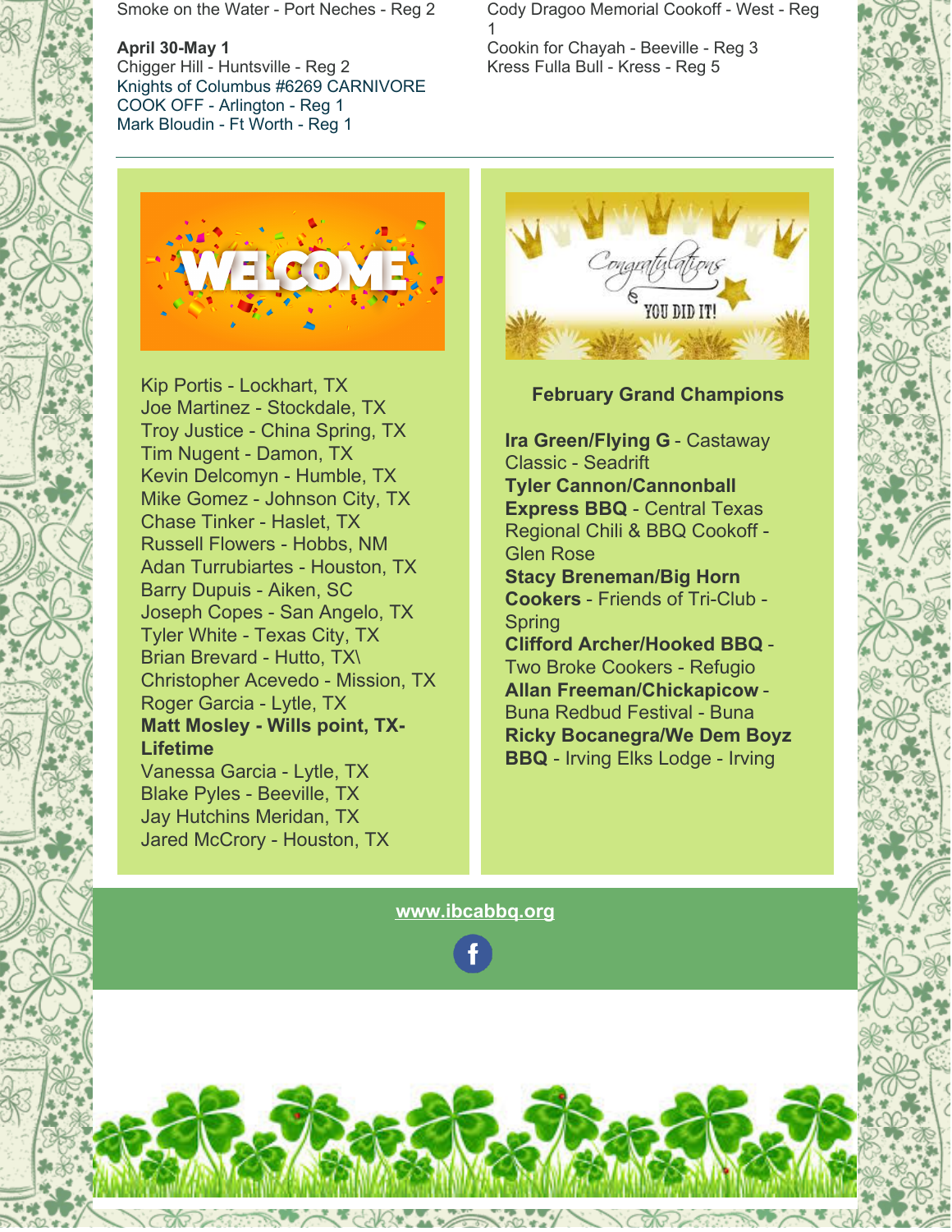Smoke on the Water - Port Neches - Reg 2

**April 30-May 1**
Chigger Hill - Huntsville - Reg 2
Knights of Columbus #6269 CARNIVORE COOK OFF - Arlington - Reg 1
Mark Bloudin - Ft Worth - Reg 1

Cody Dragoo Memorial Cookoff - West - Reg 1
Cookin for Chayah - Beeville - Reg 3
Kress Fulla Bull - Kress - Reg 5

---

Kip Portis - Lockhart, TX
Joe Martinez - Stockdale, TX
Troy Justice - China Spring, TX
Tim Nugent - Damon, TX
Kevin Delcomyn - Humble, TX
Mike Gomez - Johnson City, TX
Chase Tinker - Haslet, TX
Russell Flowers - Hobbs, NM
Adan Turrubiartes - Houston, TX
Barry Dupuis - Aiken, SC
Joseph Copes - San Angelo, TX
Tyler White - Texas City, TX
Brian Brevard - Hutto, TX\
Christopher Acevedo - Mission, TX
Roger Garcia - Lytle, TX
**Matt Mosley - Wills point, TX- Lifetime**
Vanessa Garcia - Lytle, TX
Blake Pyles - Beeville, TX
Jay Hutchins Meridan, TX
Jared McCrory - Houston, TX

**February Grand Champions**

**Ira Green/Flying G** - Castaway Classic - Seadrift
**Tyler Cannon/Cannonball Express BBQ** - Central Texas Regional Chili & BBQ Cookoff - Glen Rose
**Stacy Breneman/Big Horn Cookers** - Friends of Tri-Club - Spring
**Clifford Archer/Hooked BBQ** - Two Broke Cookers - Refugio
**Allan Freeman/Chickapicow** - Buna Redbud Festival - Buna
**Ricky Bocanegra/We Dem Boyz BBQ** - Irving Elks Lodge - Irving

**www.ibcabbq.org**